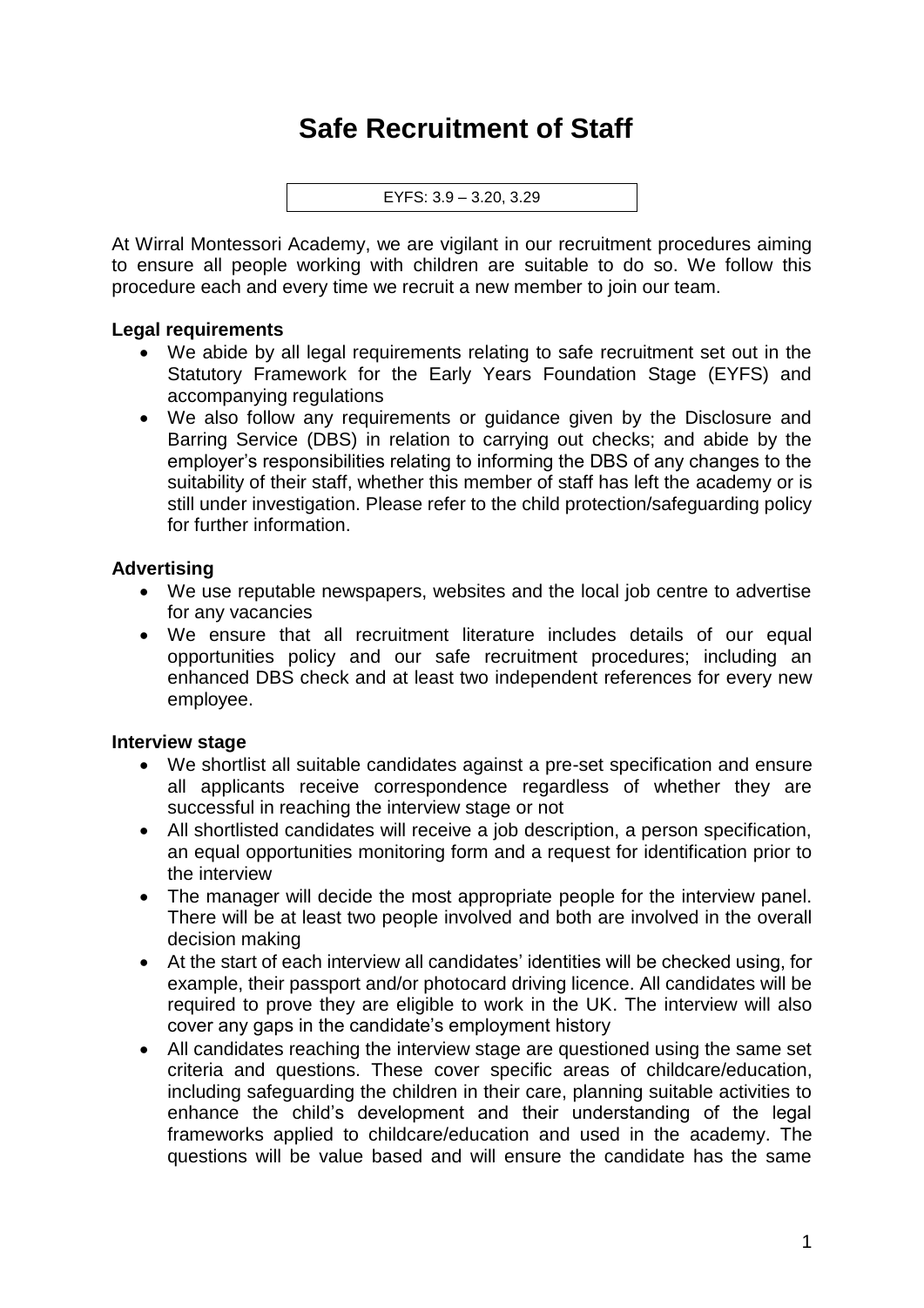# Safe Recruitment of Staff

EYFS: 3.9 – 3.20, 3.29

At Wirral Montessori Academy, we are vigilant in our recruitment procedures aiming to ensure all people working with children are suitable to do so. We follow this procedure each and every time we recruit a new member to join our team.

**Legal requirements**

- We abide by all legal requirements relating to safe recruitment set out in the Statutory Framework for the Early Years Foundation Stage (EYFS) and accompanying regulations
- We also follow any requirements or guidance given by the Disclosure and Barring Service (DBS) in relation to carrying out checks; and abide by the employer's responsibilities relating to informing the DBS of any changes to the suitability of their staff, whether this member of staff has left the academy or is still under investigation. Please refer to the child protection/safeguarding policy for further information.

**Advertising**

- We use reputable newspapers, websites and the local job centre to advertise for any vacancies
- We ensure that all recruitment literature includes details of our equal opportunities policy and our safe recruitment procedures; including an enhanced DBS check and at least two independent references for every new employee.

**Interview stage**

- We shortlist all suitable candidates against a pre-set specification and ensure all applicants receive correspondence regardless of whether they are successful in reaching the interview stage or not
- All shortlisted candidates will receive a job description, a person specification, an equal opportunities monitoring form and a request for identification prior to the interview
- The manager will decide the most appropriate people for the interview panel. There will be at least two people involved and both are involved in the overall decision making
- At the start of each interview all candidates' identities will be checked using, for example, their passport and/or photocard driving licence. All candidates will be required to prove they are eligible to work in the UK. The interview will also cover any gaps in the candidate's employment history
- All candidates reaching the interview stage are questioned using the same set criteria and questions. These cover specific areas of childcare/education, including safeguarding the children in their care, planning suitable activities to enhance the child's development and their understanding of the legal frameworks applied to childcare/education and used in the academy. The questions will be value based and will ensure the candidate has the same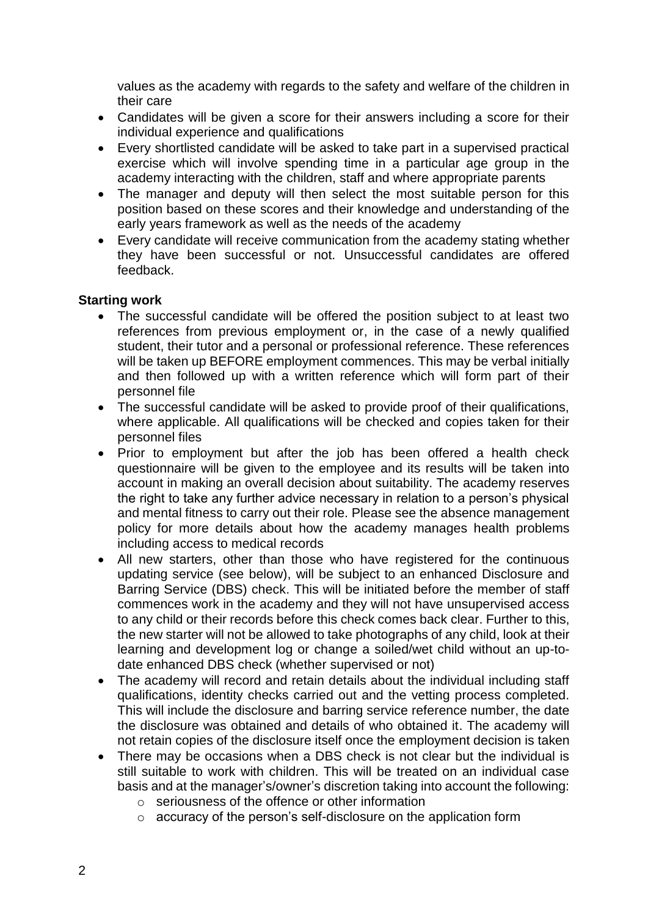values as the academy with regards to the safety and welfare of the children in their care

- Candidates will be given a score for their answers including a score for their individual experience and qualifications
- Every shortlisted candidate will be asked to take part in a supervised practical exercise which will involve spending time in a particular age group in the academy interacting with the children, staff and where appropriate parents
- The manager and deputy will then select the most suitable person for this position based on these scores and their knowledge and understanding of the early years framework as well as the needs of the academy
- Every candidate will receive communication from the academy stating whether they have been successful or not. Unsuccessful candidates are offered feedback.

**Starting work**

- The successful candidate will be offered the position subject to at least two references from previous employment or, in the case of a newly qualified student, their tutor and a personal or professional reference. These references will be taken up BEFORE employment commences. This may be verbal initially and then followed up with a written reference which will form part of their personnel file
- The successful candidate will be asked to provide proof of their qualifications, where applicable. All qualifications will be checked and copies taken for their personnel files
- Prior to employment but after the job has been offered a health check questionnaire will be given to the employee and its results will be taken into account in making an overall decision about suitability. The academy reserves the right to take any further advice necessary in relation to a person's physical and mental fitness to carry out their role. Please see the absence management policy for more details about how the academy manages health problems including access to medical records
- All new starters, other than those who have registered for the continuous updating service (see below), will be subject to an enhanced Disclosure and Barring Service (DBS) check. This will be initiated before the member of staff commences work in the academy and they will not have unsupervised access to any child or their records before this check comes back clear. Further to this, the new starter will not be allowed to take photographs of any child, look at their learning and development log or change a soiled/wet child without an up-to-date enhanced DBS check (whether supervised or not)
- The academy will record and retain details about the individual including staff qualifications, identity checks carried out and the vetting process completed. This will include the disclosure and barring service reference number, the date the disclosure was obtained and details of who obtained it. The academy will not retain copies of the disclosure itself once the employment decision is taken
- There may be occasions when a DBS check is not clear but the individual is still suitable to work with children. This will be treated on an individual case basis and at the manager's/owner's discretion taking into account the following:
    - seriousness of the offence or other information
    - accuracy of the person's self-disclosure on the application form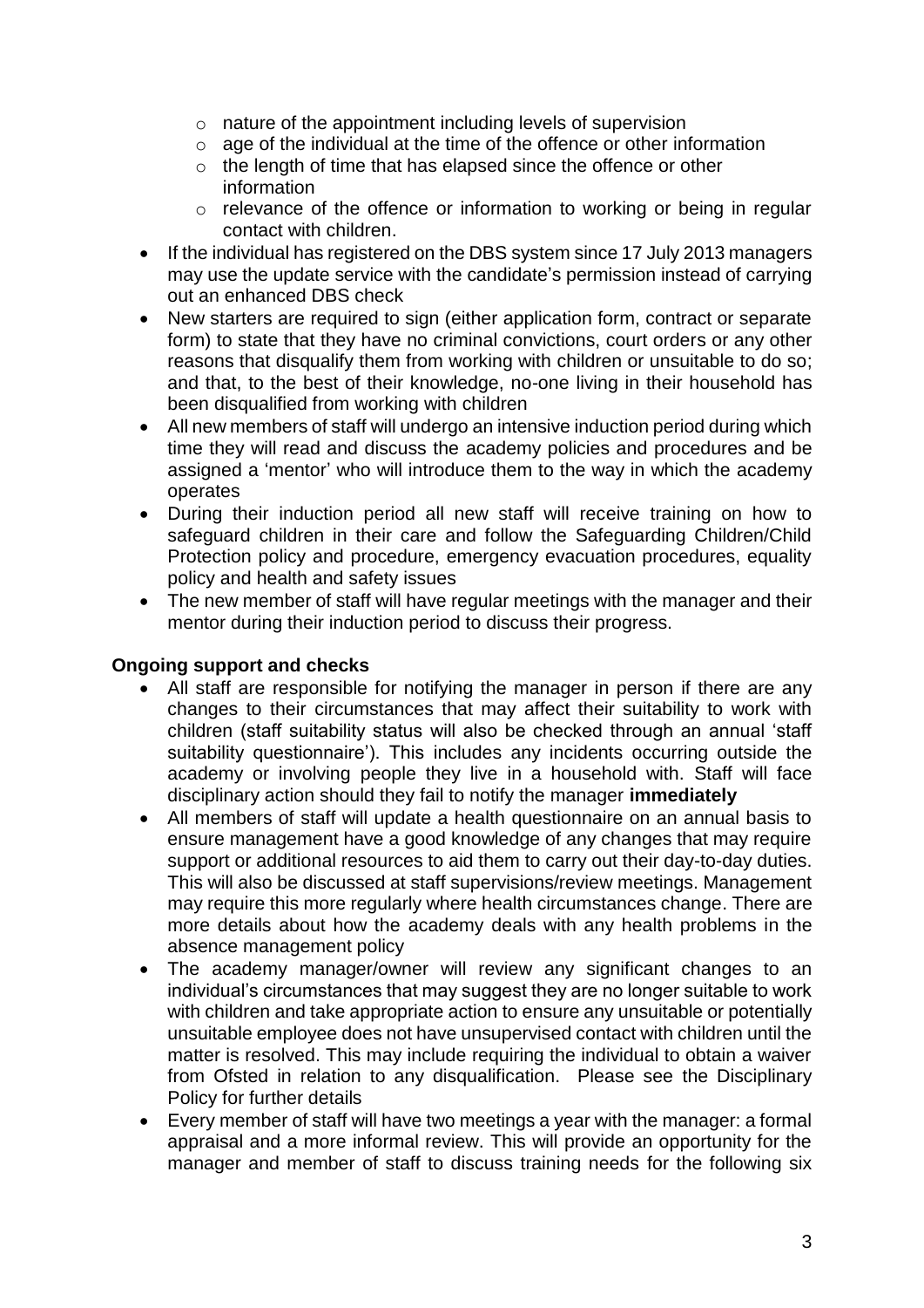- nature of the appointment including levels of supervision
    - age of the individual at the time of the offence or other information
    - the length of time that has elapsed since the offence or other information
    - relevance of the offence or information to working or being in regular contact with children.
- If the individual has registered on the DBS system since 17 July 2013 managers may use the update service with the candidate's permission instead of carrying out an enhanced DBS check
- New starters are required to sign (either application form, contract or separate form) to state that they have no criminal convictions, court orders or any other reasons that disqualify them from working with children or unsuitable to do so; and that, to the best of their knowledge, no-one living in their household has been disqualified from working with children
- All new members of staff will undergo an intensive induction period during which time they will read and discuss the academy policies and procedures and be assigned a 'mentor' who will introduce them to the way in which the academy operates
- During their induction period all new staff will receive training on how to safeguard children in their care and follow the Safeguarding Children/Child Protection policy and procedure, emergency evacuation procedures, equality policy and health and safety issues
- The new member of staff will have regular meetings with the manager and their mentor during their induction period to discuss their progress.

**Ongoing support and checks**

- All staff are responsible for notifying the manager in person if there are any changes to their circumstances that may affect their suitability to work with children (staff suitability status will also be checked through an annual 'staff suitability questionnaire'). This includes any incidents occurring outside the academy or involving people they live in a household with. Staff will face disciplinary action should they fail to notify the manager **immediately**
- All members of staff will update a health questionnaire on an annual basis to ensure management have a good knowledge of any changes that may require support or additional resources to aid them to carry out their day-to-day duties. This will also be discussed at staff supervisions/review meetings. Management may require this more regularly where health circumstances change. There are more details about how the academy deals with any health problems in the absence management policy
- The academy manager/owner will review any significant changes to an individual's circumstances that may suggest they are no longer suitable to work with children and take appropriate action to ensure any unsuitable or potentially unsuitable employee does not have unsupervised contact with children until the matter is resolved. This may include requiring the individual to obtain a waiver from Ofsted in relation to any disqualification. Please see the Disciplinary Policy for further details
- Every member of staff will have two meetings a year with the manager: a formal appraisal and a more informal review. This will provide an opportunity for the manager and member of staff to discuss training needs for the following six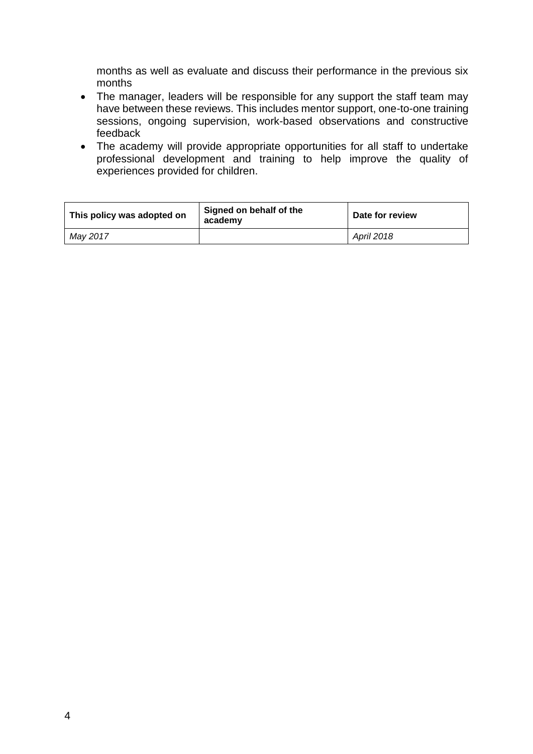months as well as evaluate and discuss their performance in the previous six months

- The manager, leaders will be responsible for any support the staff team may have between these reviews. This includes mentor support, one-to-one training sessions, ongoing supervision, work-based observations and constructive feedback
- The academy will provide appropriate opportunities for all staff to undertake professional development and training to help improve the quality of experiences provided for children.

| This policy was adopted on | Signed on behalf of the academy | Date for review |
| --- | --- | --- |
| *May 2017* | | *April 2018* |